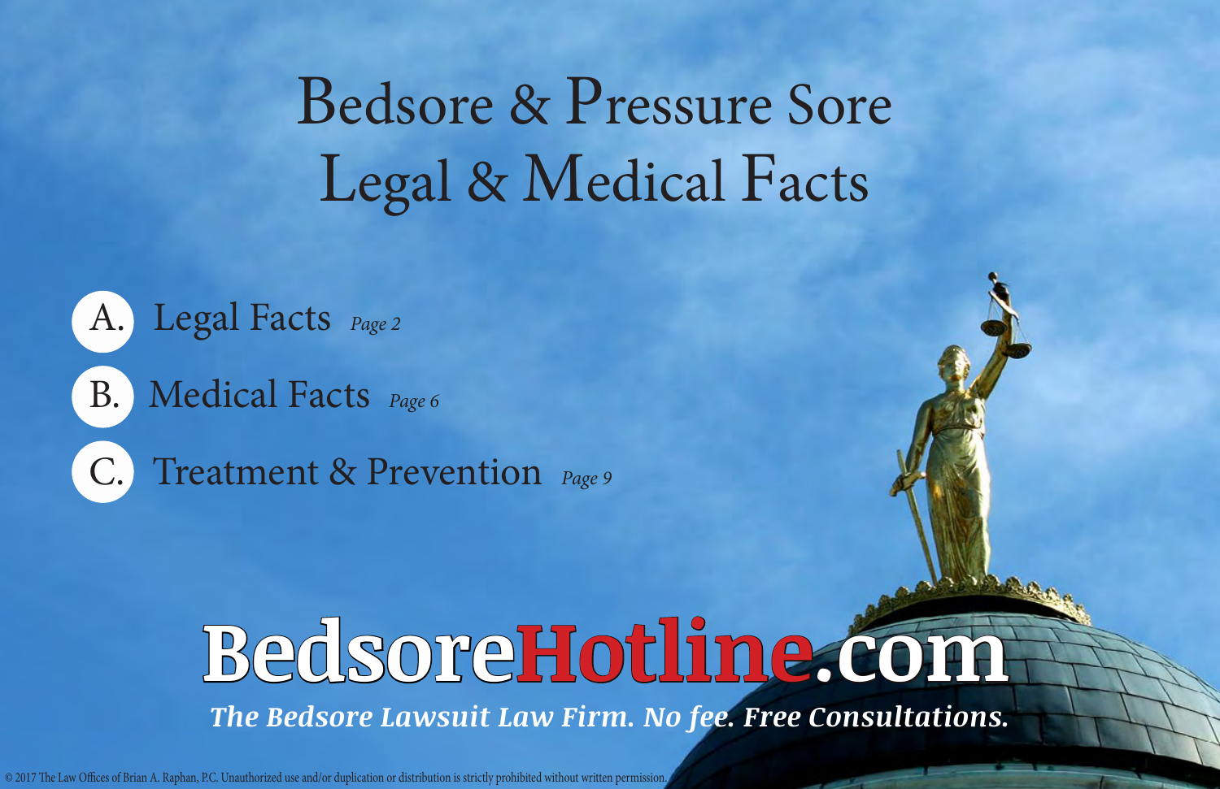# Bedsore & Pressure Sore Legal & Medical Facts

A. Legal Facts *Page 2*

B. Medical Facts *Page 6*

C. Treatment & Prevention *Page 9*

**BedsoreHotline.com**

***The Bedsore Lawsuit Law Firm. No fee. Free Consultations.***

© 2017 The Law Offices of Brian A. Raphan, P.C. Unauthorized use and/or duplication or distribution is strictly prohibited without written permission.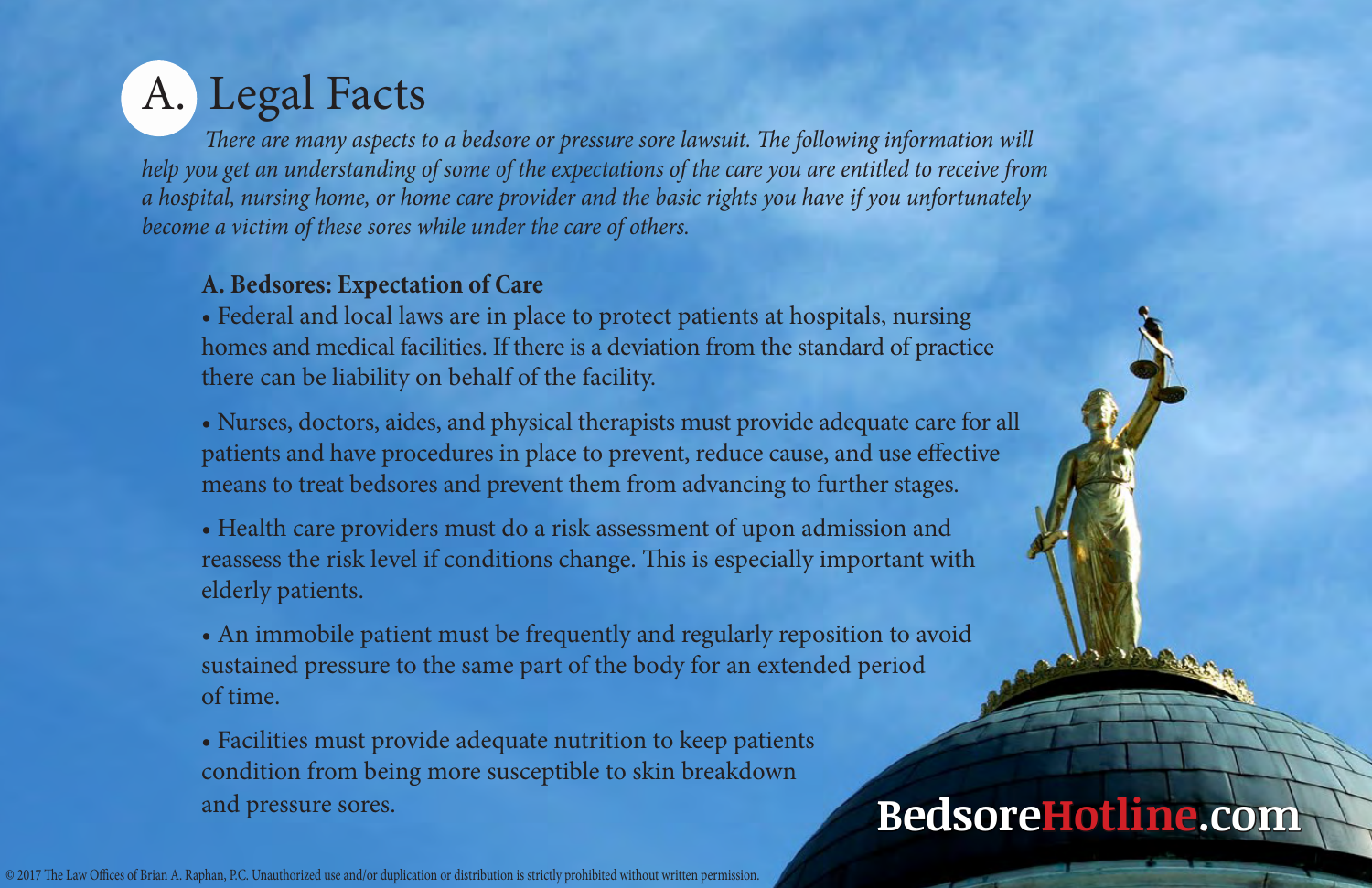# A. Legal Facts

*There are many aspects to a bedsore or pressure sore lawsuit. The following information will help you get an understanding of some of the expectations of the care you are entitled to receive from a hospital, nursing home, or home care provider and the basic rights you have if you unfortunately become a victim of these sores while under the care of others.*

**A. Bedsores: Expectation of Care**

- Federal and local laws are in place to protect patients at hospitals, nursing homes and medical facilities. If there is a deviation from the standard of practice there can be liability on behalf of the facility.
- Nurses, doctors, aides, and physical therapists must provide adequate care for all patients and have procedures in place to prevent, reduce cause, and use effective means to treat bedsores and prevent them from advancing to further stages.
- Health care providers must do a risk assessment of upon admission and reassess the risk level if conditions change. This is especially important with elderly patients.
- An immobile patient must be frequently and regularly reposition to avoid sustained pressure to the same part of the body for an extended period of time.
- Facilities must provide adequate nutrition to keep patients condition from being more susceptible to skin breakdown and pressure sores.

BedsoreHotline.com

© 2017 The Law Offices of Brian A. Raphan, P.C. Unauthorized use and/or duplication or distribution is strictly prohibited without written permission.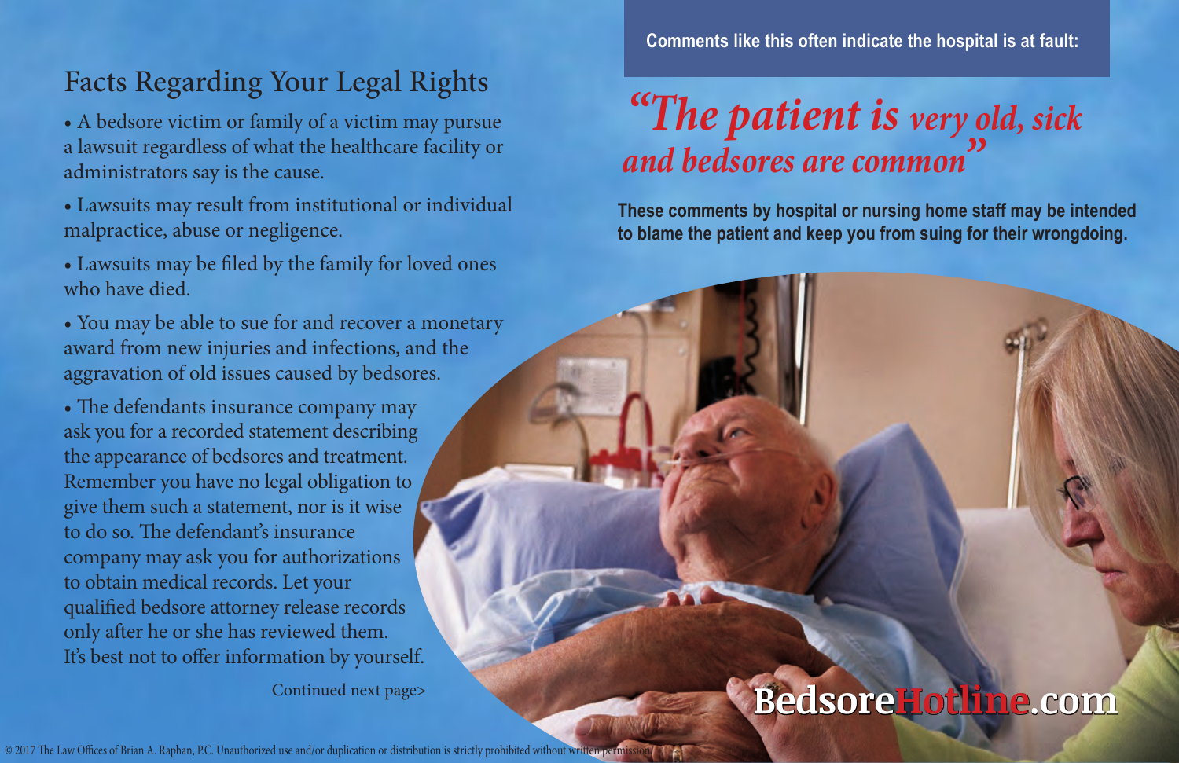## Facts Regarding Your Legal Rights

- A bedsore victim or family of a victim may pursue a lawsuit regardless of what the healthcare facility or administrators say is the cause.
- Lawsuits may result from institutional or individual malpractice, abuse or negligence.
- Lawsuits may be filed by the family for loved ones who have died.
- You may be able to sue for and recover a monetary award from new injuries and infections, and the aggravation of old issues caused by bedsores.
- The defendants insurance company may ask you for a recorded statement describing the appearance of bedsores and treatment. Remember you have no legal obligation to give them such a statement, nor is it wise to do so. The defendant's insurance company may ask you for authorizations to obtain medical records. Let your qualified bedsore attorney release records only after he or she has reviewed them. It's best not to offer information by yourself.

Continued next page>

**Comments like this often indicate the hospital is at fault:**

*"The patient is very old, sick and bedsores are common"*

**These comments by hospital or nursing home staff may be intended to blame the patient and keep you from suing for their wrongdoing.**

BedsoreHotline.com

© 2017 The Law Offices of Brian A. Raphan, P.C. Unauthorized use and/or duplication or distribution is strictly prohibited without written permission.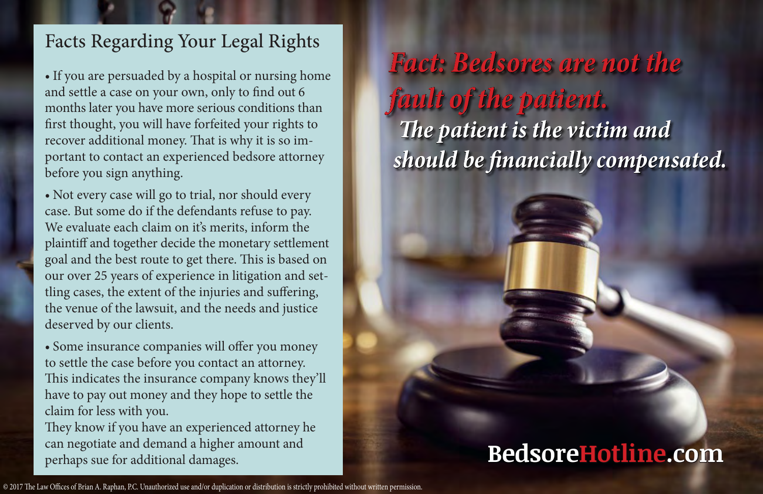## Facts Regarding Your Legal Rights

- If you are persuaded by a hospital or nursing home and settle a case on your own, only to find out 6 months later you have more serious conditions than first thought, you will have forfeited your rights to recover additional money. That is why it is so important to contact an experienced bedsore attorney before you sign anything.
- Not every case will go to trial, nor should every case. But some do if the defendants refuse to pay. We evaluate each claim on it's merits, inform the plaintiff and together decide the monetary settlement goal and the best route to get there. This is based on our over 25 years of experience in litigation and settling cases, the extent of the injuries and suffering, the venue of the lawsuit, and the needs and justice deserved by our clients.
- Some insurance companies will offer you money to settle the case before you contact an attorney. This indicates the insurance company knows they'll have to pay out money and they hope to settle the claim for less with you.
They know if you have an experienced attorney he can negotiate and demand a higher amount and perhaps sue for additional damages.

***Fact: Bedsores are not the fault of the patient.***

***The patient is the victim and should be financially compensated.***

**BedsoreHotline.com**

© 2017 The Law Offices of Brian A. Raphan, P.C. Unauthorized use and/or duplication or distribution is strictly prohibited without written permission.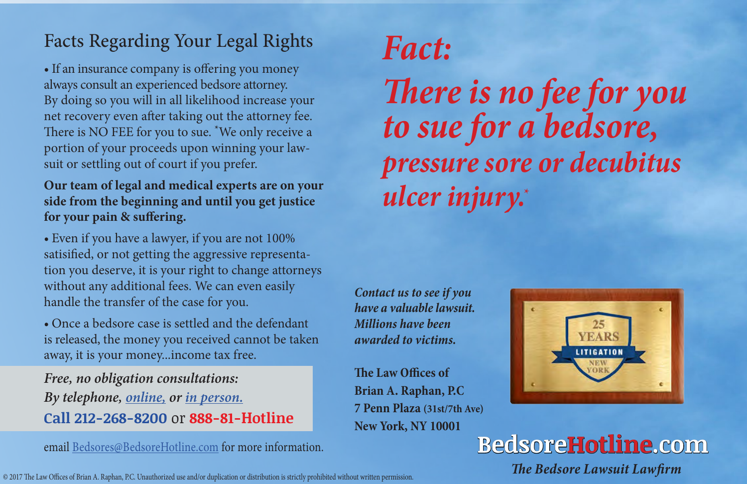## Facts Regarding Your Legal Rights

- If an insurance company is offering you money always consult an experienced bedsore attorney. By doing so you will in all likelihood increase your net recovery even after taking out the attorney fee. There is NO FEE for you to sue. *We only receive a portion of your proceeds upon winning your lawsuit or settling out of court if you prefer.

**Our team of legal and medical experts are on your side from the beginning and until you get justice for your pain & suffering.**

- Even if you have a lawyer, if you are not 100% satisified, or not getting the aggressive representation you deserve, it is your right to change attorneys without any additional fees. We can even easily handle the transfer of the case for you.
- Once a bedsore case is settled and the defendant is released, the money you received cannot be taken away, it is your money...income tax free.

***Free, no obligation consultations:***
***By telephone, online, or in person.***
**Call 212-268-8200** or **888-81-Hotline**

email Bedsores@BedsoreHotline.com for more information.

# *Fact:*

# *There is no fee for you to sue for a bedsore, pressure sore or decubitus ulcer injury.**

***Contact us to see if you have a valuable lawsuit. Millions have been awarded to victims.***

**The Law Offices of**
**Brian A. Raphan, P.C**
**7 Penn Plaza** **(31st/7th Ave)**
**New York, NY 10001**

25 YEARS LITIGATION NEW YORK

**BedsoreHotline.com**
*The Bedsore Lawsuit Lawfirm*

© 2017 The Law Offices of Brian A. Raphan, P.C. Unauthorized use and/or duplication or distribution is strictly prohibited without written permission.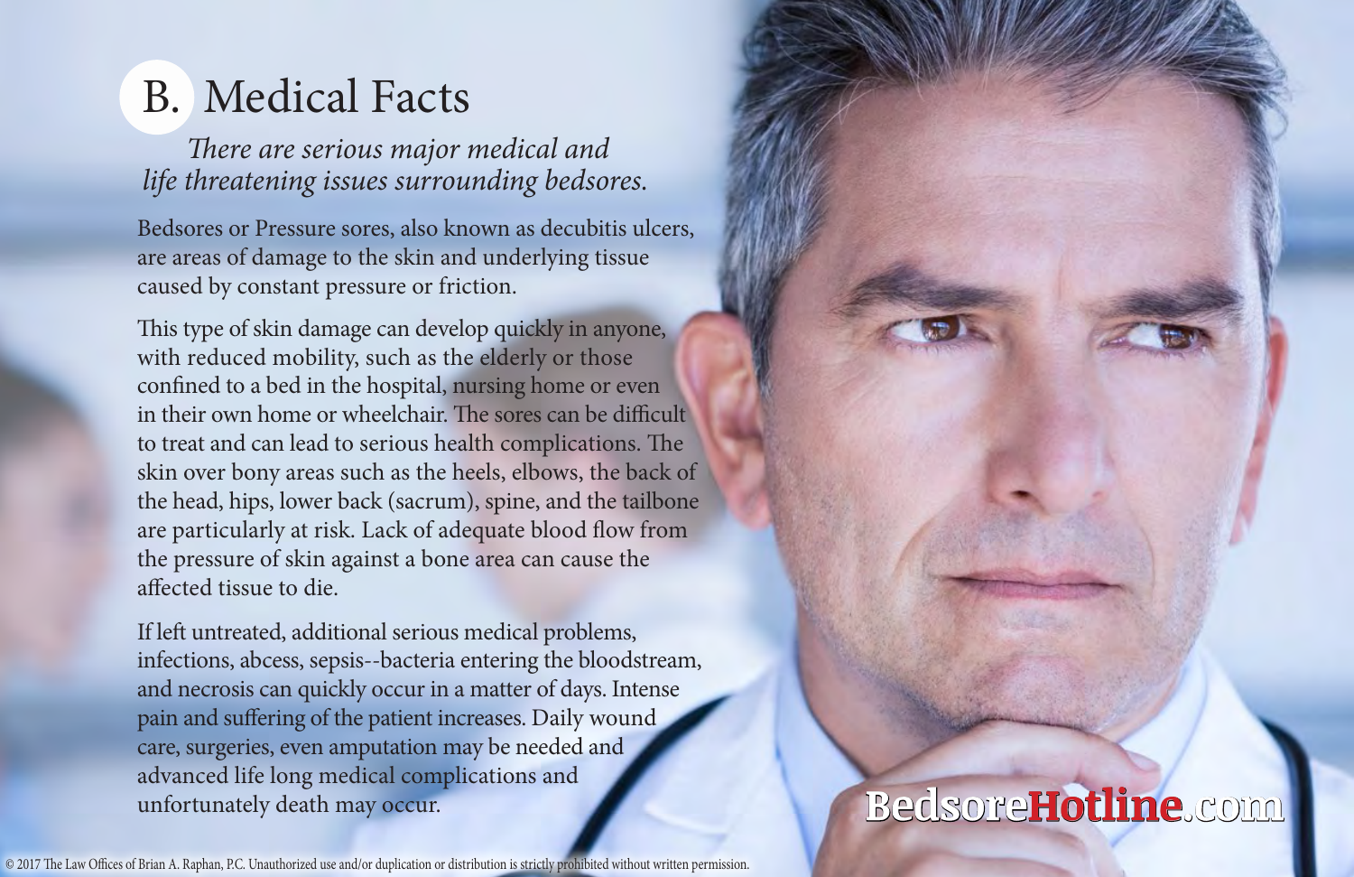# B. Medical Facts

*There are serious major medical and life threatening issues surrounding bedsores.*

Bedsores or Pressure sores, also known as decubitis ulcers, are areas of damage to the skin and underlying tissue caused by constant pressure or friction.

This type of skin damage can develop quickly in anyone, with reduced mobility, such as the elderly or those confined to a bed in the hospital, nursing home or even in their own home or wheelchair. The sores can be difficult to treat and can lead to serious health complications. The skin over bony areas such as the heels, elbows, the back of the head, hips, lower back (sacrum), spine, and the tailbone are particularly at risk. Lack of adequate blood flow from the pressure of skin against a bone area can cause the affected tissue to die.

If left untreated, additional serious medical problems, infections, abcess, sepsis--bacteria entering the bloodstream, and necrosis can quickly occur in a matter of days. Intense pain and suffering of the patient increases. Daily wound care, surgeries, even amputation may be needed and advanced life long medical complications and unfortunately death may occur.

BedsoreHotline.com

© 2017 The Law Offices of Brian A. Raphan, P.C. Unauthorized use and/or duplication or distribution is strictly prohibited without written permission.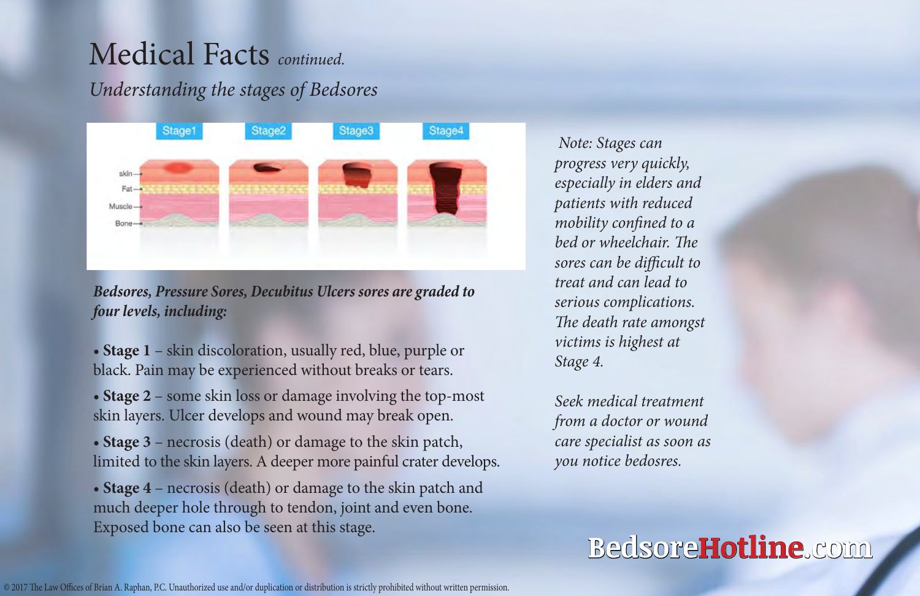# Medical Facts *continued.*

*Understanding the stages of Bedsores*

***Bedsores, Pressure Sores, Decubitus Ulcers sores are graded to four levels, including:***

- **Stage 1** – skin discoloration, usually red, blue, purple or black. Pain may be experienced without breaks or tears.
- **Stage 2** – some skin loss or damage involving the top-most skin layers. Ulcer develops and wound may break open.
- **Stage 3** – necrosis (death) or damage to the skin patch, limited to the skin layers. A deeper more painful crater develops.
- **Stage 4** – necrosis (death) or damage to the skin patch and much deeper hole through to tendon, joint and even bone. Exposed bone can also be seen at this stage.

*Note: Stages can progress very quickly, especially in elders and patients with reduced mobility confined to a bed or wheelchair. The sores can be difficult to treat and can lead to serious complications. The death rate amongst victims is highest at Stage 4.*

*Seek medical treatment from a doctor or wound care specialist as soon as you notice bedsores.*

BedsoreHotline.com

© 2017 The Law Offices of Brian A. Raphan, P.C. Unauthorized use and/or duplication or distribution is strictly prohibited without written permission.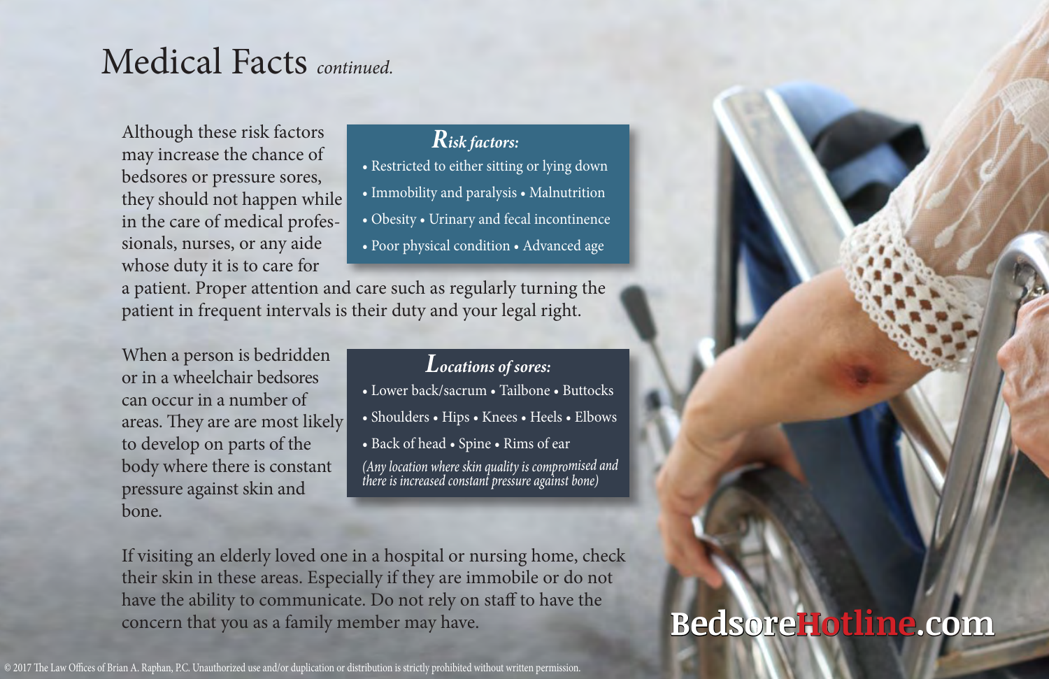# Medical Facts *continued.*

Although these risk factors may increase the chance of bedsores or pressure sores, they should not happen while in the care of medical profes-sionals, nurses, or any aide whose duty it is to care for a patient. Proper attention and care such as regularly turning the patient in frequent intervals is their duty and your legal right.

### *Risk factors:*

- Restricted to either sitting or lying down
- Immobility and paralysis • Malnutrition
- Obesity • Urinary and fecal incontinence
- Poor physical condition • Advanced age

When a person is bedridden or in a wheelchair bedsores can occur in a number of areas. They are are most likely to develop on parts of the body where there is constant pressure against skin and bone.

### *Locations of sores:*

- Lower back/sacrum • Tailbone • Buttocks
- Shoulders • Hips • Knees • Heels • Elbows
- Back of head • Spine • Rims of ear

*(Any location where skin quality is compromised and there is increased constant pressure against bone)*

If visiting an elderly loved one in a hospital or nursing home, check their skin in these areas. Especially if they are immobile or do not have the ability to communicate. Do not rely on staff to have the concern that you as a family member may have.

**BedsoreHotline.com**

© 2017 The Law Offices of Brian A. Raphan, P.C. Unauthorized use and/or duplication or distribution is strictly prohibited without written permission.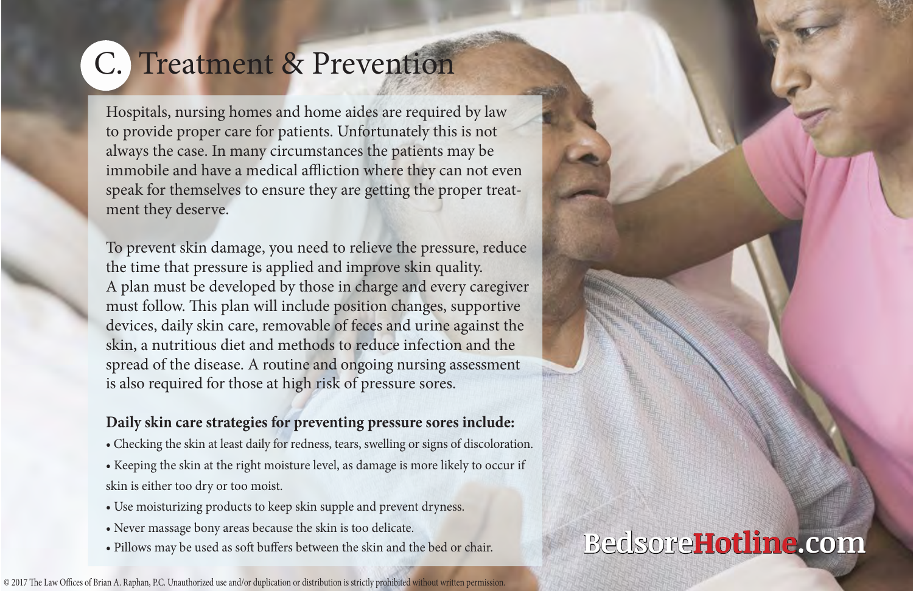# C. Treatment & Prevention

Hospitals, nursing homes and home aides are required by law to provide proper care for patients. Unfortunately this is not always the case. In many circumstances the patients may be immobile and have a medical affliction where they can not even speak for themselves to ensure they are getting the proper treatment they deserve.

To prevent skin damage, you need to relieve the pressure, reduce the time that pressure is applied and improve skin quality. A plan must be developed by those in charge and every caregiver must follow. This plan will include position changes, supportive devices, daily skin care, removable of feces and urine against the skin, a nutritious diet and methods to reduce infection and the spread of the disease. A routine and ongoing nursing assessment is also required for those at high risk of pressure sores.

**Daily skin care strategies for preventing pressure sores include:**

- Checking the skin at least daily for redness, tears, swelling or signs of discoloration.
- Keeping the skin at the right moisture level, as damage is more likely to occur if skin is either too dry or too moist.
- Use moisturizing products to keep skin supple and prevent dryness.
- Never massage bony areas because the skin is too delicate.
- Pillows may be used as soft buffers between the skin and the bed or chair.

BedsoreHotline.com

© 2017 The Law Offices of Brian A. Raphan, P.C. Unauthorized use and/or duplication or distribution is strictly prohibited without written permission.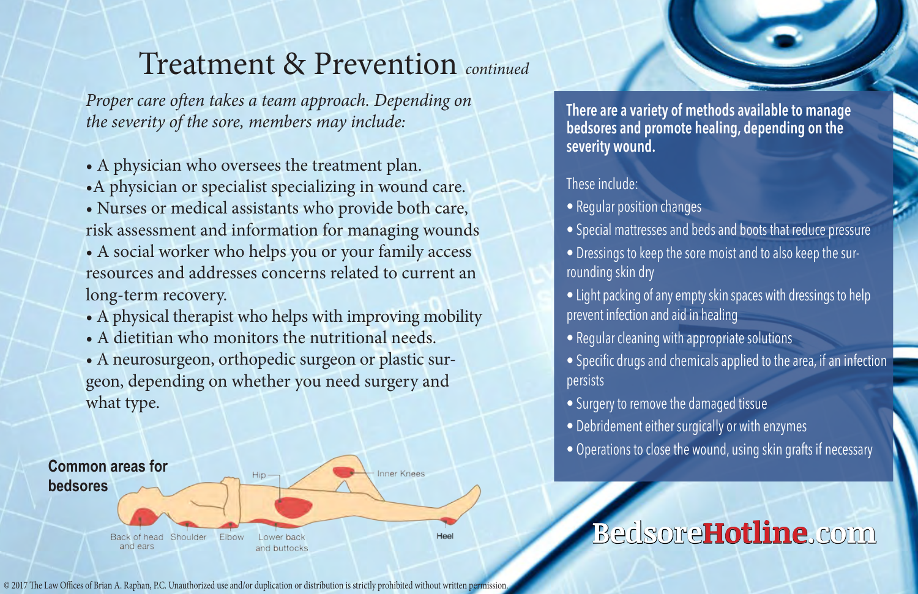# Treatment & Prevention *continued*

*Proper care often takes a team approach. Depending on the severity of the sore, members may include:*

- A physician who oversees the treatment plan.
- A physician or specialist specializing in wound care.
- Nurses or medical assistants who provide both care, risk assessment and information for managing wounds
- A social worker who helps you or your family access resources and addresses concerns related to current an long-term recovery.
- A physical therapist who helps with improving mobility
- A dietitian who monitors the nutritional needs.
- A neurosurgeon, orthopedic surgeon or plastic surgeon, depending on whether you need surgery and what type.

**Common areas for bedsores**

Back of head and ears, Shoulder, Elbow, Hip, Lower back and buttocks, Inner Knees, Heel

**There are a variety of methods available to manage bedsores and promote healing, depending on the severity wound.**

These include:

- Regular position changes
- Special mattresses and beds and boots that reduce pressure
- Dressings to keep the sore moist and to also keep the surrounding skin dry
- Light packing of any empty skin spaces with dressings to help prevent infection and aid in healing
- Regular cleaning with appropriate solutions
- Specific drugs and chemicals applied to the area, if an infection persists
- Surgery to remove the damaged tissue
- Debridement either surgically or with enzymes
- Operations to close the wound, using skin grafts if necessary

BedsoreHotline.com

© 2017 The Law Offices of Brian A. Raphan, P.C. Unauthorized use and/or duplication or distribution is strictly prohibited without written permission.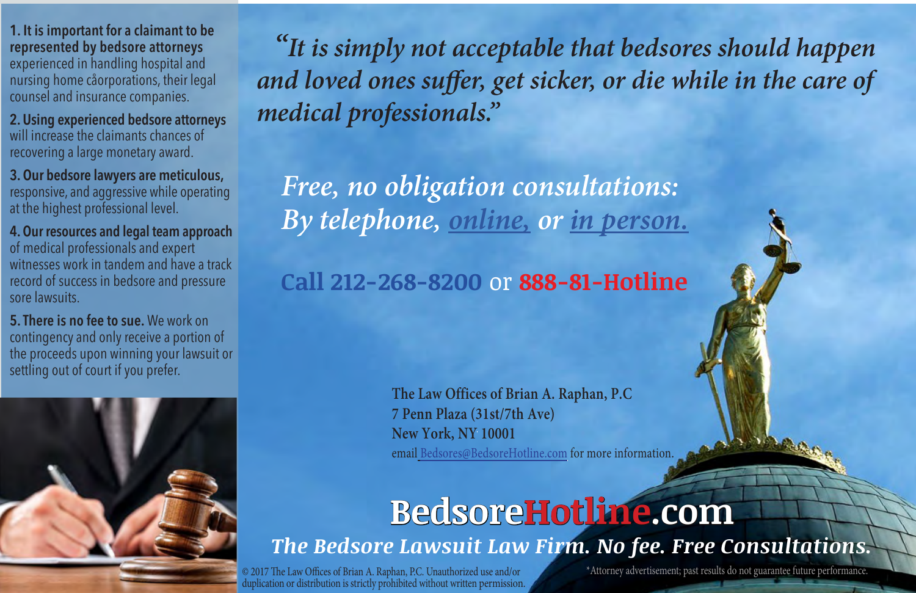**1. It is important for a claimant to be represented by bedsore attorneys** experienced in handling hospital and nursing home cåorporations, their legal counsel and insurance companies.

**2. Using experienced bedsore attorneys** will increase the claimants chances of recovering a large monetary award.

**3. Our bedsore lawyers are meticulous,** responsive, and aggressive while operating at the highest professional level.

**4. Our resources and legal team approach** of medical professionals and expert witnesses work in tandem and have a track record of success in bedsore and pressure sore lawsuits.

**5. There is no fee to sue.** We work on contingency and only receive a portion of the proceeds upon winning your lawsuit or settling out of court if you prefer.

*"It is simply not acceptable that bedsores should happen and loved ones suffer, get sicker, or die while in the care of medical professionals."*

*Free, no obligation consultations: By telephone, online, or in person.*

**Call 212-268-8200** or **888-81-Hotline**

The Law Offices of Brian A. Raphan, P.C
7 Penn Plaza (31st/7th Ave)
New York, NY 10001
email Bedsores@BedsoreHotline.com for more information.

# BedsoreHotline.com

***The Bedsore Lawsuit Law Firm. No fee. Free Consultations.***

© 2017 The Law Offices of Brian A. Raphan, P.C. Unauthorized use and/or duplication or distribution is strictly prohibited without written permission.

*Attorney advertisement; past results do not guarantee future performance.